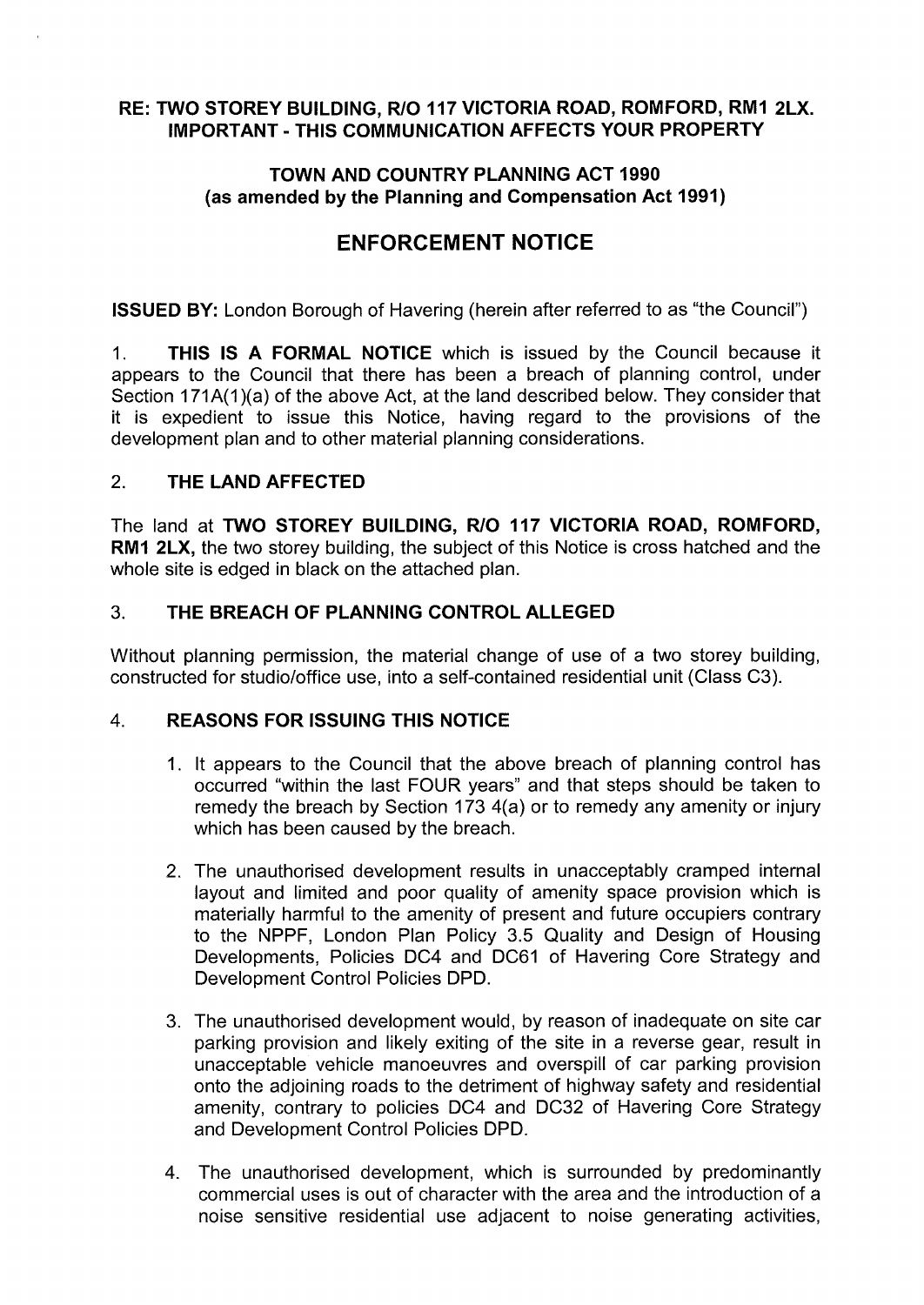**RE: TWO STOREY BUILDING, R/O 117 VICTORIA ROAD, ROMFORD, RM1 2LX. IMPORTANT - THIS COMMUNICATION AFFECTS YOUR PROPERTY**

**TOWN AND COUNTRY PLANNING ACT 1990**
**(as amended by the Planning and Compensation Act 1991)**

# ENFORCEMENT NOTICE

**ISSUED BY:** London Borough of Havering (herein after referred to as "the Council")

1. **THIS IS A FORMAL NOTICE** which is issued by the Council because it appears to the Council that there has been a breach of planning control, under Section 171A(1)(a) of the above Act, at the land described below. They consider that it is expedient to issue this Notice, having regard to the provisions of the development plan and to other material planning considerations.

## 2. THE LAND AFFECTED

The land at **TWO STOREY BUILDING, R/O 117 VICTORIA ROAD, ROMFORD, RM1 2LX,** the two storey building, the subject of this Notice is cross hatched and the whole site is edged in black on the attached plan.

## 3. THE BREACH OF PLANNING CONTROL ALLEGED

Without planning permission, the material change of use of a two storey building, constructed for studio/office use, into a self-contained residential unit (Class C3).

## 4. REASONS FOR ISSUING THIS NOTICE

1. It appears to the Council that the above breach of planning control has occurred "within the last FOUR years" and that steps should be taken to remedy the breach by Section 173 4(a) or to remedy any amenity or injury which has been caused by the breach.

2. The unauthorised development results in unacceptably cramped internal layout and limited and poor quality of amenity space provision which is materially harmful to the amenity of present and future occupiers contrary to the NPPF, London Plan Policy 3.5 Quality and Design of Housing Developments, Policies DC4 and DC61 of Havering Core Strategy and Development Control Policies DPD.

3. The unauthorised development would, by reason of inadequate on site car parking provision and likely exiting of the site in a reverse gear, result in unacceptable vehicle manoeuvres and overspill of car parking provision onto the adjoining roads to the detriment of highway safety and residential amenity, contrary to policies DC4 and DC32 of Havering Core Strategy and Development Control Policies DPD.

4. The unauthorised development, which is surrounded by predominantly commercial uses is out of character with the area and the introduction of a noise sensitive residential use adjacent to noise generating activities,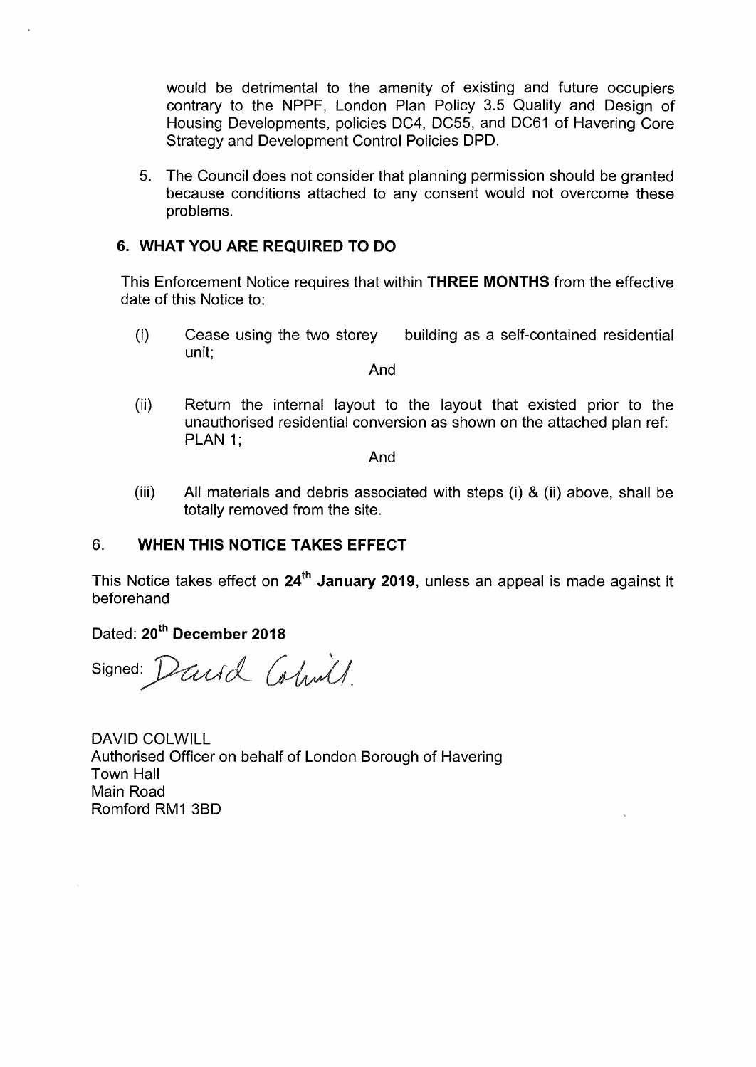would be detrimental to the amenity of existing and future occupiers contrary to the NPPF, London Plan Policy 3.5 Quality and Design of Housing Developments, policies DC4, DC55, and DC61 of Havering Core Strategy and Development Control Policies DPD.

5. The Council does not consider that planning permission should be granted because conditions attached to any consent would not overcome these problems.

## 6. WHAT YOU ARE REQUIRED TO DO

This Enforcement Notice requires that within **THREE MONTHS** from the effective date of this Notice to:

(i) Cease using the two storey building as a self-contained residential unit;

And

(ii) Return the internal layout to the layout that existed prior to the unauthorised residential conversion as shown on the attached plan ref: PLAN 1;

And

(iii) All materials and debris associated with steps (i) & (ii) above, shall be totally removed from the site.

## 6. WHEN THIS NOTICE TAKES EFFECT

This Notice takes effect on **24th January 2019**, unless an appeal is made against it beforehand

Dated: **20th December 2018**

Signed: David Colwill

DAVID COLWILL
Authorised Officer on behalf of London Borough of Havering
Town Hall
Main Road
Romford RM1 3BD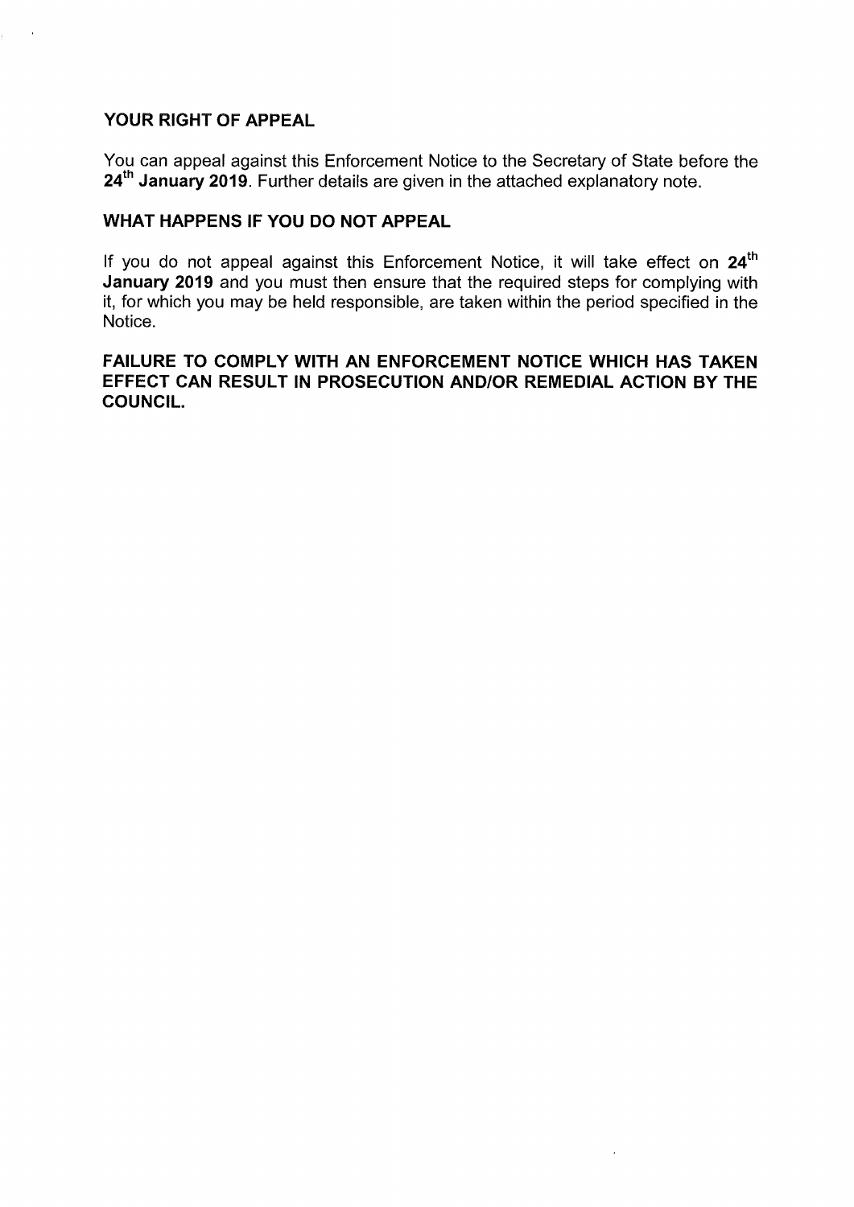## YOUR RIGHT OF APPEAL

You can appeal against this Enforcement Notice to the Secretary of State before the **24th January 2019**. Further details are given in the attached explanatory note.

## WHAT HAPPENS IF YOU DO NOT APPEAL

If you do not appeal against this Enforcement Notice, it will take effect on **24th January 2019** and you must then ensure that the required steps for complying with it, for which you may be held responsible, are taken within the period specified in the Notice.

**FAILURE TO COMPLY WITH AN ENFORCEMENT NOTICE WHICH HAS TAKEN EFFECT CAN RESULT IN PROSECUTION AND/OR REMEDIAL ACTION BY THE COUNCIL.**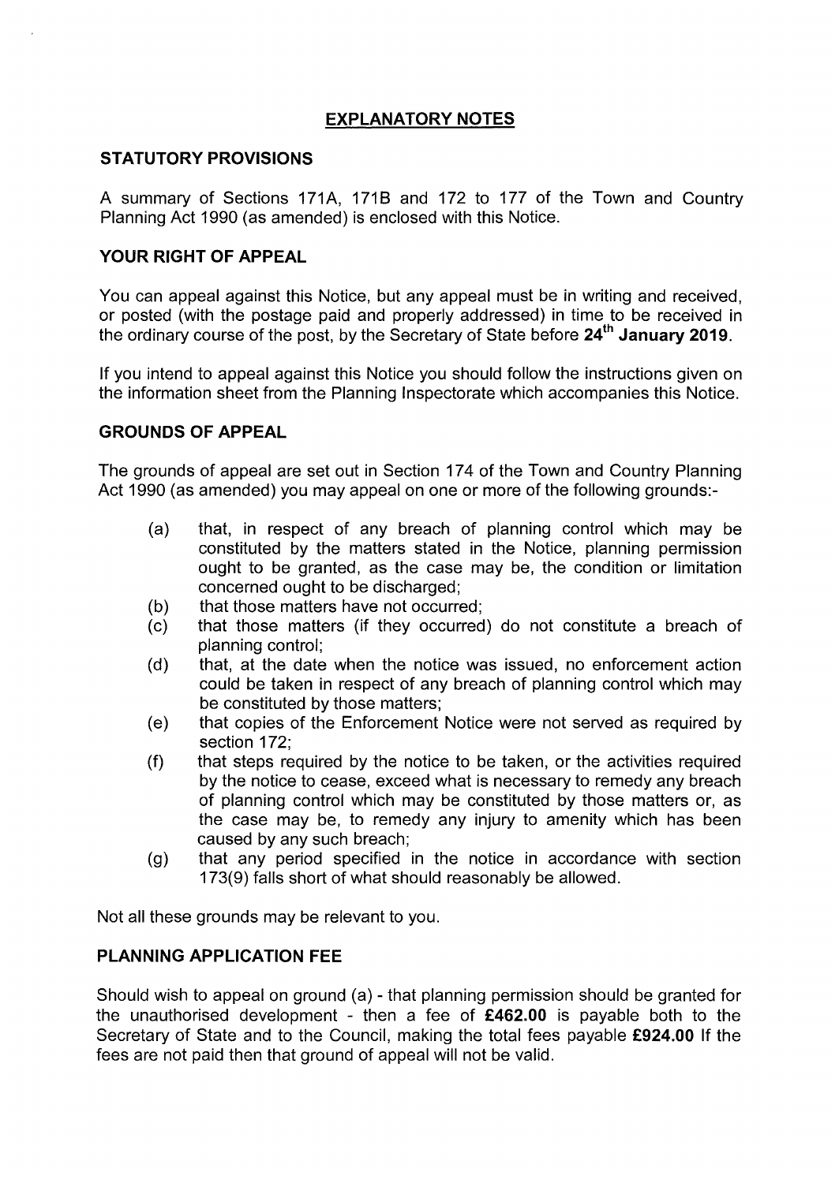## EXPLANATORY NOTES

### STATUTORY PROVISIONS

A summary of Sections 171A, 171B and 172 to 177 of the Town and Country Planning Act 1990 (as amended) is enclosed with this Notice.

### YOUR RIGHT OF APPEAL

You can appeal against this Notice, but any appeal must be in writing and received, or posted (with the postage paid and properly addressed) in time to be received in the ordinary course of the post, by the Secretary of State before **24th January 2019**.

If you intend to appeal against this Notice you should follow the instructions given on the information sheet from the Planning Inspectorate which accompanies this Notice.

### GROUNDS OF APPEAL

The grounds of appeal are set out in Section 174 of the Town and Country Planning Act 1990 (as amended) you may appeal on one or more of the following grounds:-

(a) that, in respect of any breach of planning control which may be constituted by the matters stated in the Notice, planning permission ought to be granted, as the case may be, the condition or limitation concerned ought to be discharged;

(b) that those matters have not occurred;

(c) that those matters (if they occurred) do not constitute a breach of planning control;

(d) that, at the date when the notice was issued, no enforcement action could be taken in respect of any breach of planning control which may be constituted by those matters;

(e) that copies of the Enforcement Notice were not served as required by section 172;

(f) that steps required by the notice to be taken, or the activities required by the notice to cease, exceed what is necessary to remedy any breach of planning control which may be constituted by those matters or, as the case may be, to remedy any injury to amenity which has been caused by any such breach;

(g) that any period specified in the notice in accordance with section 173(9) falls short of what should reasonably be allowed.

Not all these grounds may be relevant to you.

### PLANNING APPLICATION FEE

Should wish to appeal on ground (a) - that planning permission should be granted for the unauthorised development - then a fee of **£462.00** is payable both to the Secretary of State and to the Council, making the total fees payable **£924.00** If the fees are not paid then that ground of appeal will not be valid.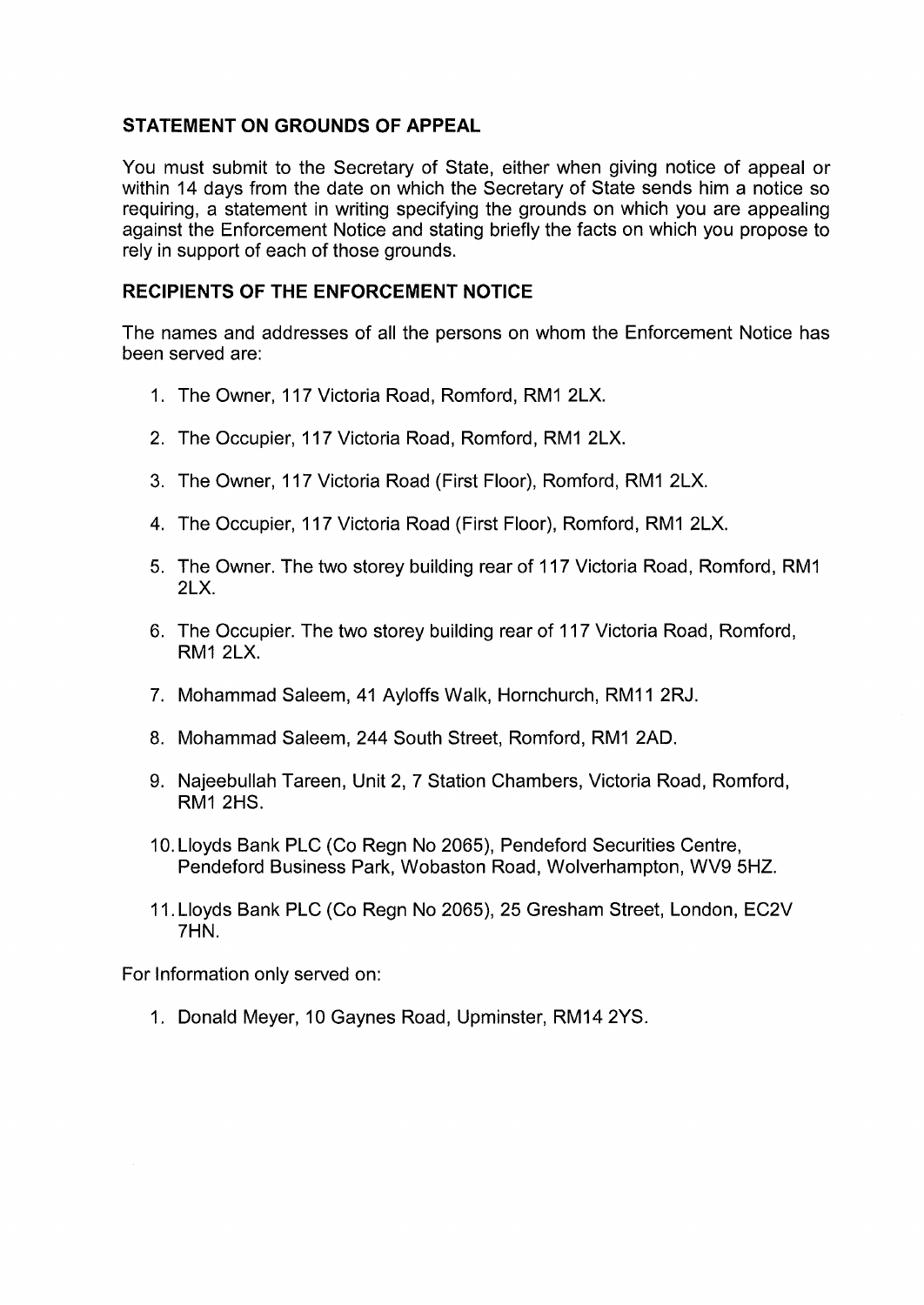## STATEMENT ON GROUNDS OF APPEAL

You must submit to the Secretary of State, either when giving notice of appeal or within 14 days from the date on which the Secretary of State sends him a notice so requiring, a statement in writing specifying the grounds on which you are appealing against the Enforcement Notice and stating briefly the facts on which you propose to rely in support of each of those grounds.

## RECIPIENTS OF THE ENFORCEMENT NOTICE

The names and addresses of all the persons on whom the Enforcement Notice has been served are:

1. The Owner, 117 Victoria Road, Romford, RM1 2LX.
2. The Occupier, 117 Victoria Road, Romford, RM1 2LX.
3. The Owner, 117 Victoria Road (First Floor), Romford, RM1 2LX.
4. The Occupier, 117 Victoria Road (First Floor), Romford, RM1 2LX.
5. The Owner. The two storey building rear of 117 Victoria Road, Romford, RM1 2LX.
6. The Occupier. The two storey building rear of 117 Victoria Road, Romford, RM1 2LX.
7. Mohammad Saleem, 41 Ayloffs Walk, Hornchurch, RM11 2RJ.
8. Mohammad Saleem, 244 South Street, Romford, RM1 2AD.
9. Najeebullah Tareen, Unit 2, 7 Station Chambers, Victoria Road, Romford, RM1 2HS.
10. Lloyds Bank PLC (Co Regn No 2065), Pendeford Securities Centre, Pendeford Business Park, Wobaston Road, Wolverhampton, WV9 5HZ.
11. Lloyds Bank PLC (Co Regn No 2065), 25 Gresham Street, London, EC2V 7HN.

For Information only served on:

1. Donald Meyer, 10 Gaynes Road, Upminster, RM14 2YS.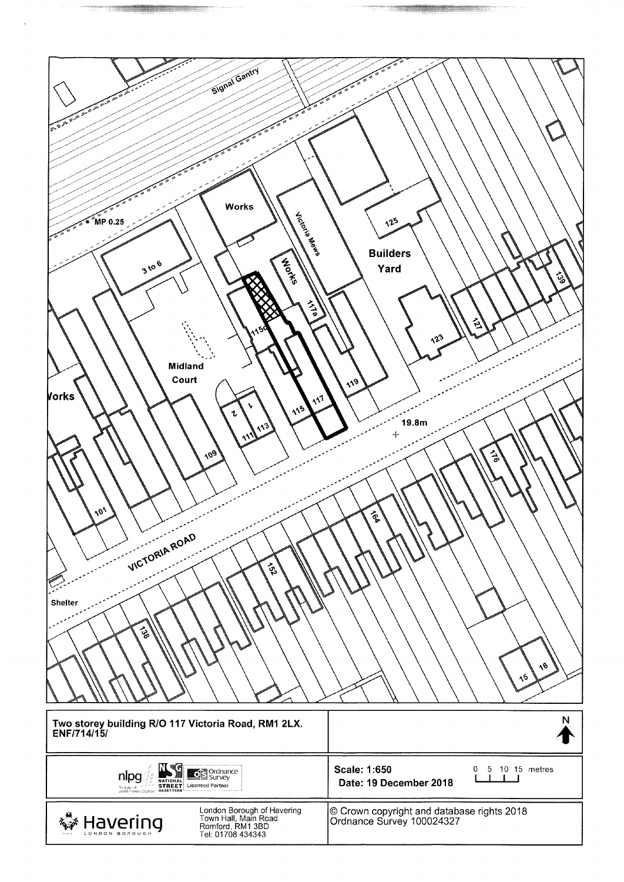Two storey building R/O 117 Victoria Road, RM1 2LX.
ENF/714/15/

Scale: 1:650

Date: 19 December 2018

0 5 10 15 metres

London Borough of Havering
Town Hall, Main Road
Romford, RM1 3BD
Tel: 01708 434343

© Crown copyright and database rights 2018
Ordnance Survey 100024327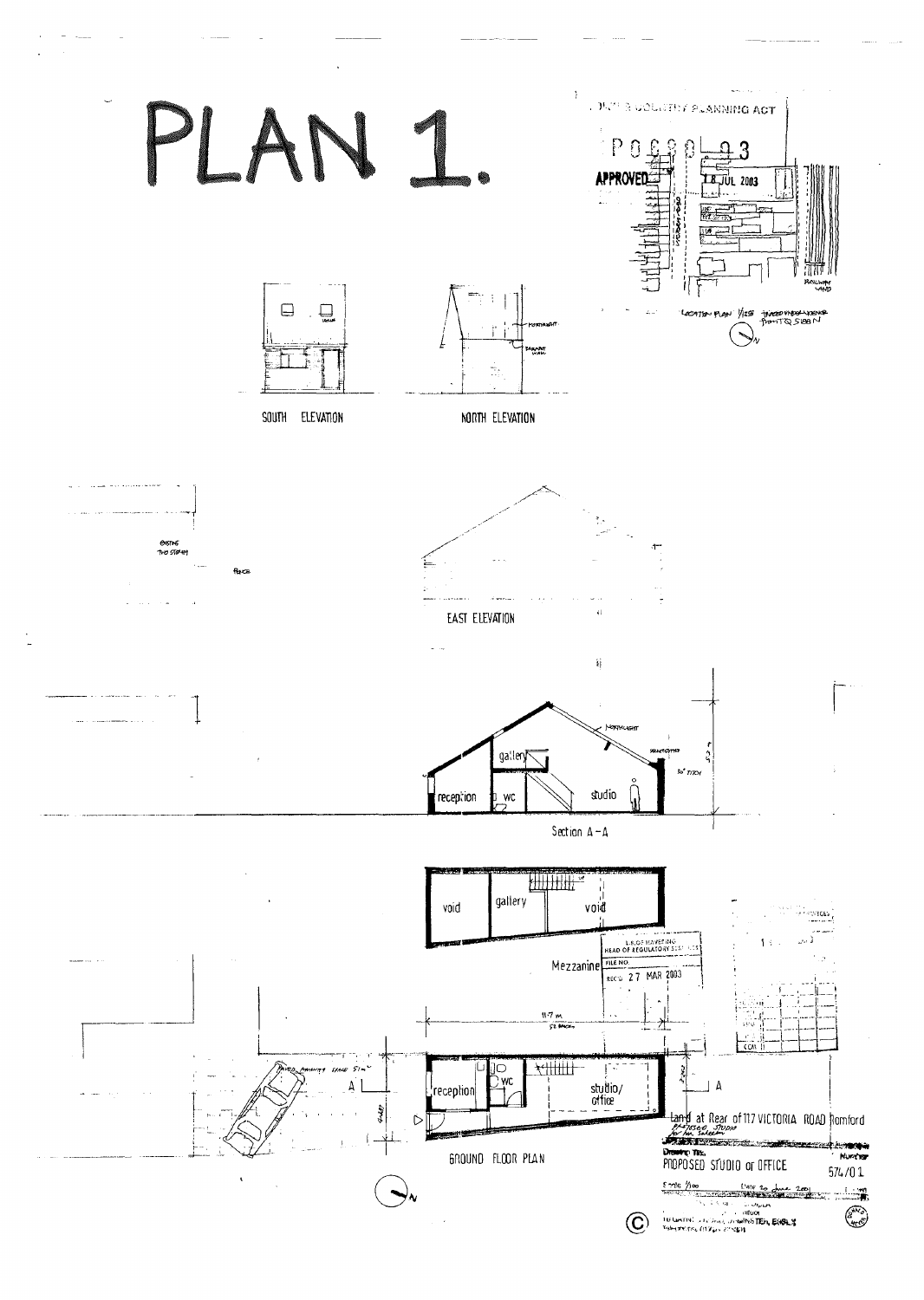# PLAN 1.

TOWN & COUNTRY PLANNING ACT

P0690.03

APPROVED 18 JUL 2003

LOCATION PLAN 1/1250

SOUTH ELEVATION

NORTH ELEVATION

EAST ELEVATION

Section A – A

reception | wc | gallery | studio

Mezzanine

void | gallery | void

L.B. OF HAVERING
HEAD OF REGULATORY SERVICES
FILE NO.
REC'D 27 MAR 2003

GROUND FLOOR PLAN

reception | WC | studio/office

11.7 m

Land at Rear of 117 VICTORIA ROAD Romford

Drawing Title
PROPOSED STUDIO or OFFICE

Number
574/01

Scale 1/100 Date 20 June 2001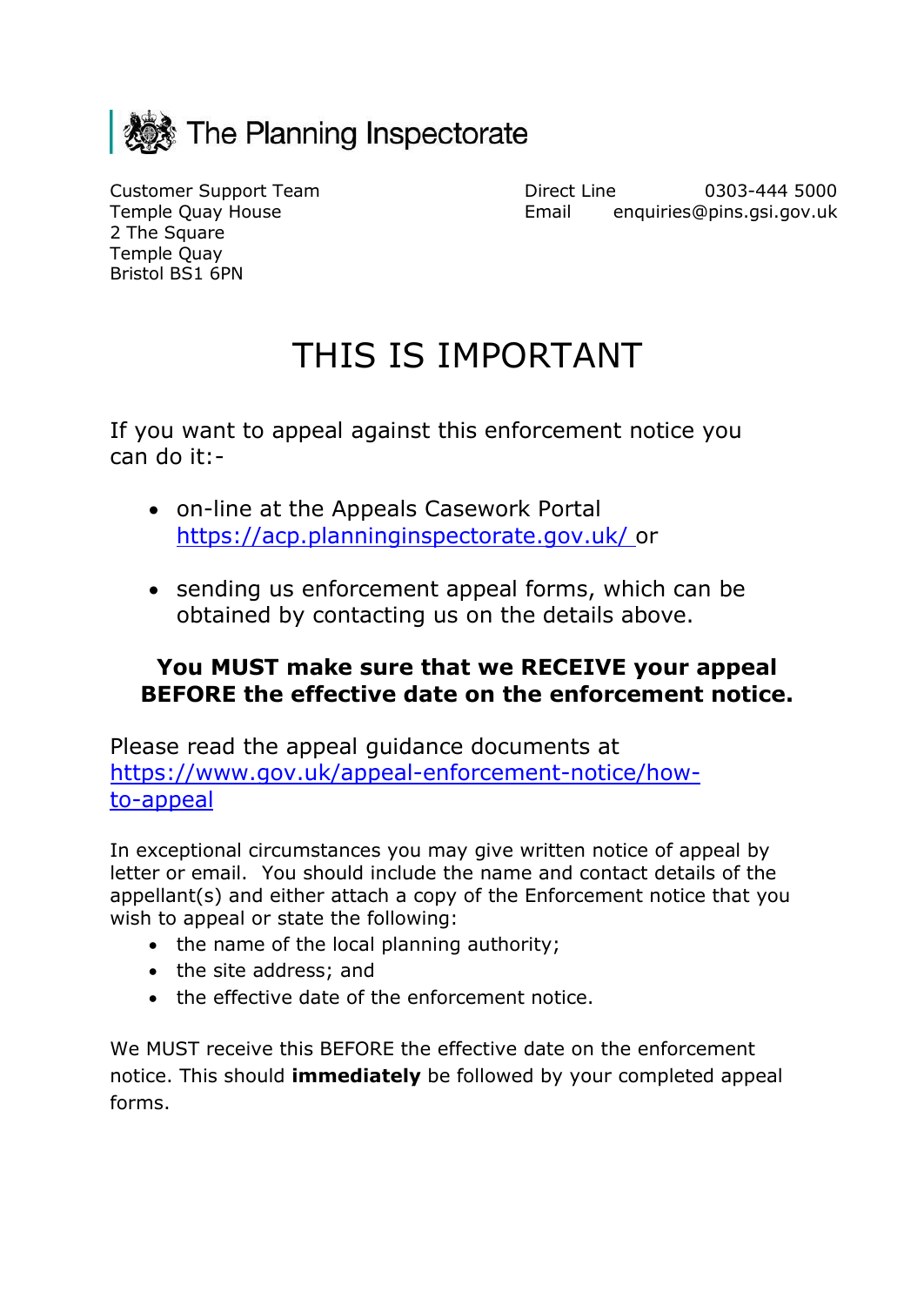The Planning Inspectorate

Customer Support Team
Temple Quay House
2 The Square
Temple Quay
Bristol BS1 6PN

Direct Line 0303-444 5000
Email enquiries@pins.gsi.gov.uk

# THIS IS IMPORTANT

If you want to appeal against this enforcement notice you can do it:-

- on-line at the Appeals Casework Portal https://acp.planninginspectorate.gov.uk/ or
- sending us enforcement appeal forms, which can be obtained by contacting us on the details above.

**You MUST make sure that we RECEIVE your appeal BEFORE the effective date on the enforcement notice.**

Please read the appeal guidance documents at https://www.gov.uk/appeal-enforcement-notice/how-to-appeal

In exceptional circumstances you may give written notice of appeal by letter or email. You should include the name and contact details of the appellant(s) and either attach a copy of the Enforcement notice that you wish to appeal or state the following:

- the name of the local planning authority;
- the site address; and
- the effective date of the enforcement notice.

We MUST receive this BEFORE the effective date on the enforcement notice. This should **immediately** be followed by your completed appeal forms.